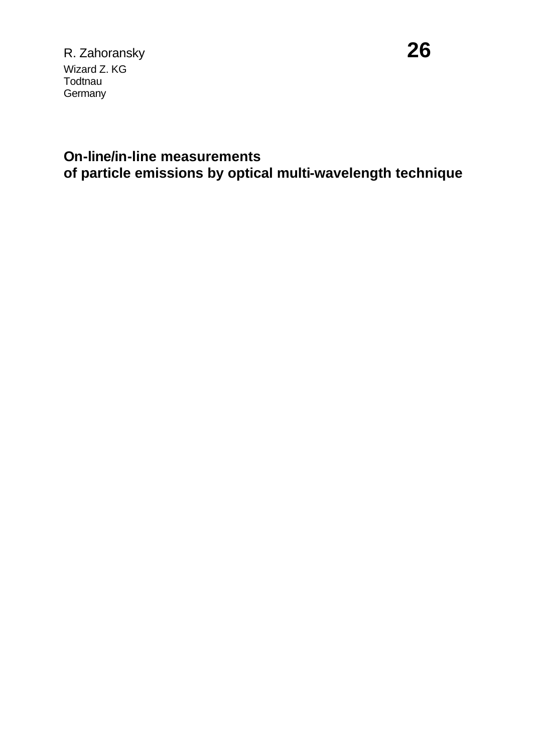R. Zahoransky

Wizard Z. KG
Todtnau
Germany

**26**

# On-line/in-line measurements of particle emissions by optical multi-wavelength technique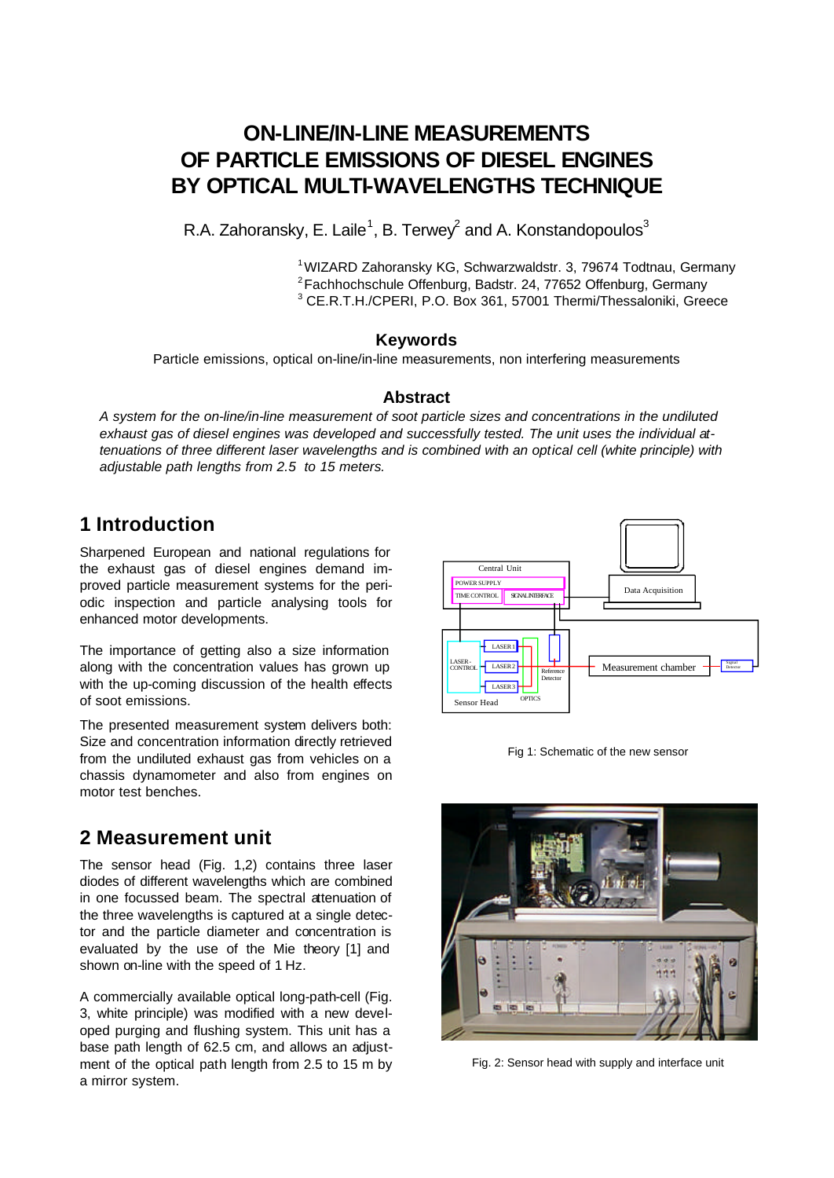# ON-LINE/IN-LINE MEASUREMENTS OF PARTICLE EMISSIONS OF DIESEL ENGINES BY OPTICAL MULTI-WAVELENGTHS TECHNIQUE

R.A. Zahoransky, E. Laile[1], B. Terwey[2] and A. Konstandopoulos[3]

[1] WIZARD Zahoransky KG, Schwarzwaldstr. 3, 79674 Todtnau, Germany
[2] Fachhochschule Offenburg, Badstr. 24, 77652 Offenburg, Germany
[3] CE.R.T.H./CPERI, P.O. Box 361, 57001 Thermi/Thessaloniki, Greece

### Keywords

Particle emissions, optical on-line/in-line measurements, non interfering measurements

### Abstract

*A system for the on-line/in-line measurement of soot particle sizes and concentrations in the undiluted exhaust gas of diesel engines was developed and successfully tested. The unit uses the individual attenuations of three different laser wavelengths and is combined with an optical cell (white principle) with adjustable path lengths from 2.5 to 15 meters.*

## 1 Introduction

Sharpened European and national regulations for the exhaust gas of diesel engines demand improved particle measurement systems for the periodic inspection and particle analysing tools for enhanced motor developments.

The importance of getting also a size information along with the concentration values has grown up with the up-coming discussion of the health effects of soot emissions.

The presented measurement system delivers both: Size and concentration information directly retrieved from the undiluted exhaust gas from vehicles on a chassis dynamometer and also from engines on motor test benches.

## 2 Measurement unit

The sensor head (Fig. 1,2) contains three laser diodes of different wavelengths which are combined in one focussed beam. The spectral attenuation of the three wavelengths is captured at a single detector and the particle diameter and concentration is evaluated by the use of the Mie theory [1] and shown on-line with the speed of 1 Hz.

A commercially available optical long-path-cell (Fig. 3, white principle) was modified with a new developed purging and flushing system. This unit has a base path length of 62.5 cm, and allows an adjustment of the optical path length from 2.5 to 15 m by a mirror system.

Fig 1: Schematic of the new sensor

Fig. 2: Sensor head with supply and interface unit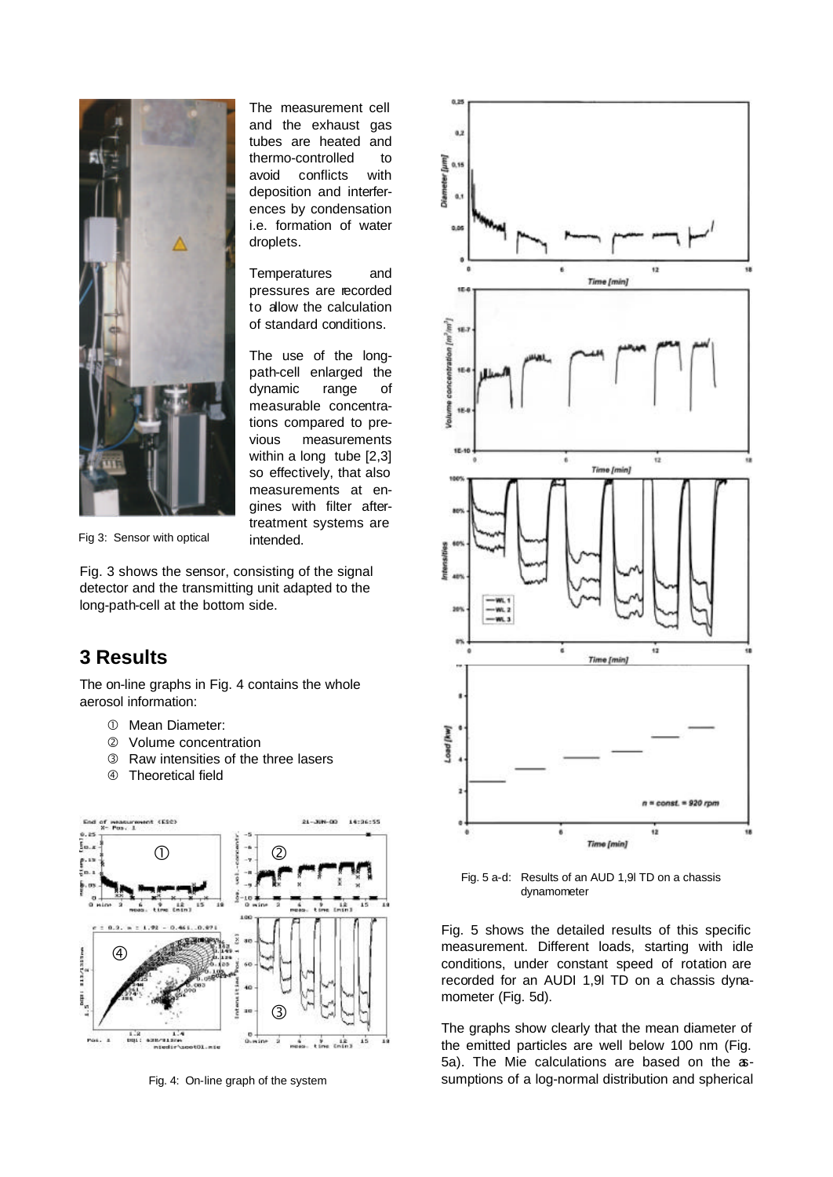The measurement cell and the exhaust gas tubes are heated and thermo-controlled to avoid conflicts with deposition and interferences by condensation i.e. formation of water droplets.

Temperatures and pressures are recorded to allow the calculation of standard conditions.

The use of the long-path-cell enlarged the dynamic range of measurable concentrations compared to previous measurements within a long tube [2,3] so effectively, that also measurements at engines with filter after-treatment systems are intended.

Fig 3: Sensor with optical

Fig. 3 shows the sensor, consisting of the signal detector and the transmitting unit adapted to the long-path-cell at the bottom side.

## 3 Results

The on-line graphs in Fig. 4 contains the whole aerosol information:

① Mean Diameter:
② Volume concentration
③ Raw intensities of the three lasers
④ Theoretical field

Fig. 4: On-line graph of the system

Fig. 5 a-d: Results of an AUD 1,9l TD on a chassis dynamometer

Fig. 5 shows the detailed results of this specific measurement. Different loads, starting with idle conditions, under constant speed of rotation are recorded for an AUDI 1,9l TD on a chassis dynamometer (Fig. 5d).

The graphs show clearly that the mean diameter of the emitted particles are well below 100 nm (Fig. 5a). The Mie calculations are based on the assumptions of a log-normal distribution and spherical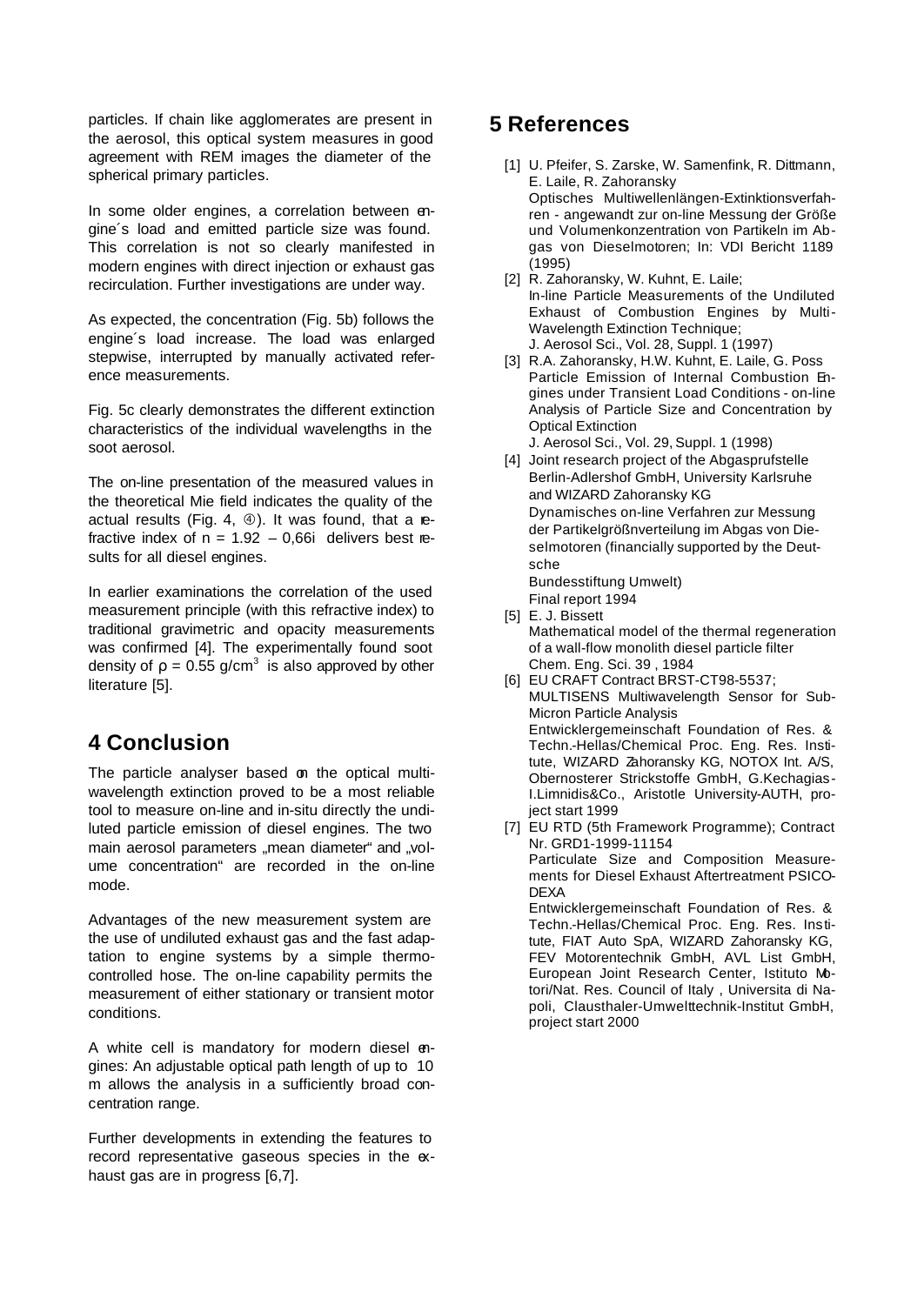particles. If chain like agglomerates are present in the aerosol, this optical system measures in good agreement with REM images the diameter of the spherical primary particles.

In some older engines, a correlation between engine´s load and emitted particle size was found. This correlation is not so clearly manifested in modern engines with direct injection or exhaust gas recirculation. Further investigations are under way.

As expected, the concentration (Fig. 5b) follows the engine´s load increase. The load was enlarged stepwise, interrupted by manually activated reference measurements.

Fig. 5c clearly demonstrates the different extinction characteristics of the individual wavelengths in the soot aerosol.

The on-line presentation of the measured values in the theoretical Mie field indicates the quality of the actual results (Fig. 4, ④). It was found, that a refractive index of $n = 1.92 - 0{,}66i$ delivers best results for all diesel engines.

In earlier examinations the correlation of the used measurement principle (with this refractive index) to traditional gravimetric and opacity measurements was confirmed [4]. The experimentally found soot density of $\rho = 0.55$ g/cm$^3$ is also approved by other literature [5].

## 4 Conclusion

The particle analyser based on the optical multiwavelength extinction proved to be a most reliable tool to measure on-line and in-situ directly the undiluted particle emission of diesel engines. The two main aerosol parameters „mean diameter" and „volume concentration" are recorded in the on-line mode.

Advantages of the new measurement system are the use of undiluted exhaust gas and the fast adaptation to engine systems by a simple thermocontrolled hose. The on-line capability permits the measurement of either stationary or transient motor conditions.

A white cell is mandatory for modern diesel engines: An adjustable optical path length of up to 10 m allows the analysis in a sufficiently broad concentration range.

Further developments in extending the features to record representative gaseous species in the exhaust gas are in progress [6,7].

## 5 References

[1] U. Pfeifer, S. Zarske, W. Samenfink, R. Dittmann, E. Laile, R. Zahoransky
Optisches Multiwellenlängen-Extinktionsverfahren - angewandt zur on-line Messung der Größe und Volumenkonzentration von Partikeln im Abgas von Dieselmotoren; In: VDI Bericht 1189 (1995)

[2] R. Zahoransky, W. Kuhnt, E. Laile;
In-line Particle Measurements of the Undiluted Exhaust of Combustion Engines by Multi-Wavelength Extinction Technique;
J. Aerosol Sci., Vol. 28, Suppl. 1 (1997)

[3] R.A. Zahoransky, H.W. Kuhnt, E. Laile, G. Poss
Particle Emission of Internal Combustion Engines under Transient Load Conditions - on-line Analysis of Particle Size and Concentration by Optical Extinction
J. Aerosol Sci., Vol. 29, Suppl. 1 (1998)

[4] Joint research project of the Abgasprufstelle Berlin-Adlershof GmbH, University Karlsruhe and WIZARD Zahoransky KG
Dynamisches on-line Verfahren zur Messung der Partikelgrößnverteilung im Abgas von Dieselmotoren (financially supported by the Deutsche
Bundesstiftung Umwelt)
Final report 1994

[5] E. J. Bissett
Mathematical model of the thermal regeneration of a wall-flow monolith diesel particle filter
Chem. Eng. Sci. 39 , 1984

[6] EU CRAFT Contract BRST-CT98-5537;
MULTISENS Multiwavelength Sensor for Sub-Micron Particle Analysis
Entwicklergemeinschaft Foundation of Res. & Techn.-Hellas/Chemical Proc. Eng. Res. Institute, WIZARD Zahoransky KG, NOTOX Int. A/S, Obernosterer Strickstoffe GmbH, G.Kechagias-I.Limnidis&Co., Aristotle University-AUTH, project start 1999

[7] EU RTD (5th Framework Programme); Contract Nr. GRD1-1999-11154
Particulate Size and Composition Measurements for Diesel Exhaust Aftertreatment PSICO-DEXA
Entwicklergemeinschaft Foundation of Res. & Techn.-Hellas/Chemical Proc. Eng. Res. Institute, FIAT Auto SpA, WIZARD Zahoransky KG, FEV Motorentechnik GmbH, AVL List GmbH, European Joint Research Center, Istituto Motori/Nat. Res. Council of Italy , Universita di Napoli, Clausthaler-Umwelttechnik-Institut GmbH, project start 2000